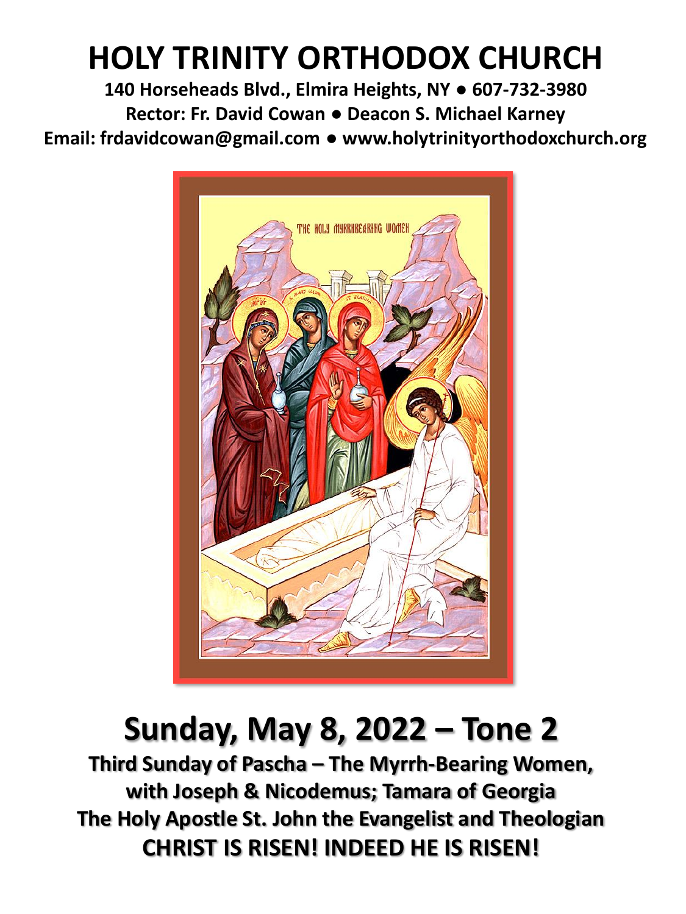# HOLY TRINITY ORTHODOX CHURCH

**140 Horseheads Blvd., Elmira Heights, NY ● 607-732-3980**
**Rector: Fr. David Cowan ● Deacon S. Michael Karney**
**Email: frdavidcowan@gmail.com ● www.holytrinityorthodoxchurch.org**

# Sunday, May 8, 2022 – Tone 2

**Third Sunday of Pascha – The Myrrh-Bearing Women, with Joseph & Nicodemus; Tamara of Georgia**
**The Holy Apostle St. John the Evangelist and Theologian**
**CHRIST IS RISEN! INDEED HE IS RISEN!**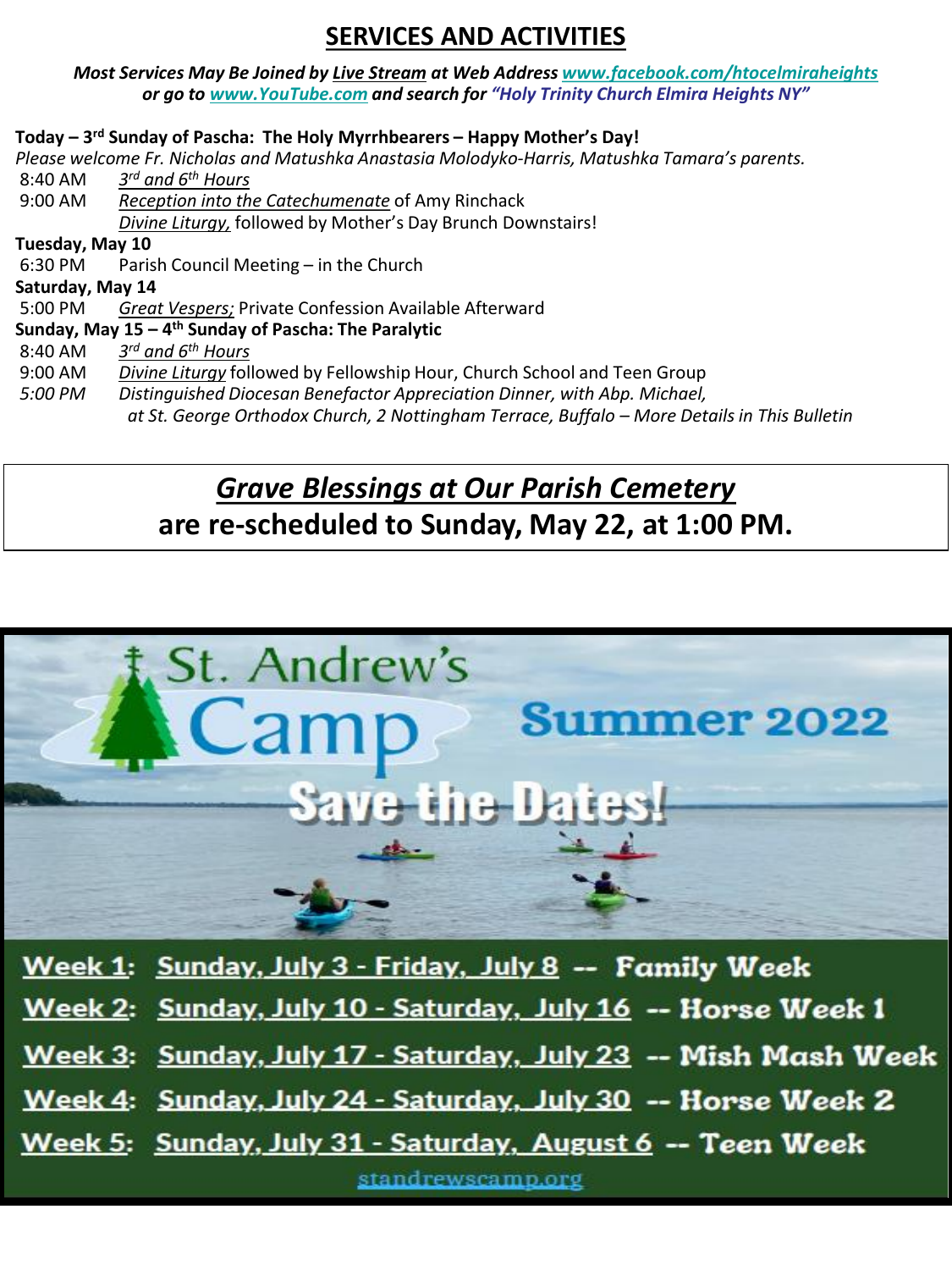# SERVICES AND ACTIVITIES

***Most Services May Be Joined by Live Stream at Web Address www.facebook.com/htocelmiraheights or go to www.YouTube.com and search for "Holy Trinity Church Elmira Heights NY"***

**Today – 3rd Sunday of Pascha: The Holy Myrrhbearers – Happy Mother's Day!**

*Please welcome Fr. Nicholas and Matushka Anastasia Molodyko-Harris, Matushka Tamara's parents.*

8:40 AM *3rd and 6th Hours*

9:00 AM *Reception into the Catechumenate* of Amy Rinchack
*Divine Liturgy,* followed by Mother's Day Brunch Downstairs!

**Tuesday, May 10**

6:30 PM Parish Council Meeting – in the Church

**Saturday, May 14**

5:00 PM *Great Vespers;* Private Confession Available Afterward

**Sunday, May 15 – 4th Sunday of Pascha: The Paralytic**

8:40 AM *3rd and 6th Hours*

9:00 AM *Divine Liturgy* followed by Fellowship Hour, Church School and Teen Group

*5:00 PM Distinguished Diocesan Benefactor Appreciation Dinner, with Abp. Michael, at St. George Orthodox Church, 2 Nottingham Terrace, Buffalo – More Details in This Bulletin*

## *Grave Blessings at Our Parish Cemetery*

**are re-scheduled to Sunday, May 22, at 1:00 PM.**

## St. Andrew's Camp Summer 2022

**Save the Dates!**

**Week 1: Sunday, July 3 - Friday, July 8 -- Family Week**

**Week 2: Sunday, July 10 - Saturday, July 16 -- Horse Week 1**

**Week 3: Sunday, July 17 - Saturday, July 23 -- Mish Mash Week**

**Week 4: Sunday, July 24 - Saturday, July 30 -- Horse Week 2**

**Week 5: Sunday, July 31 - Saturday, August 6 -- Teen Week**

standrewscamp.org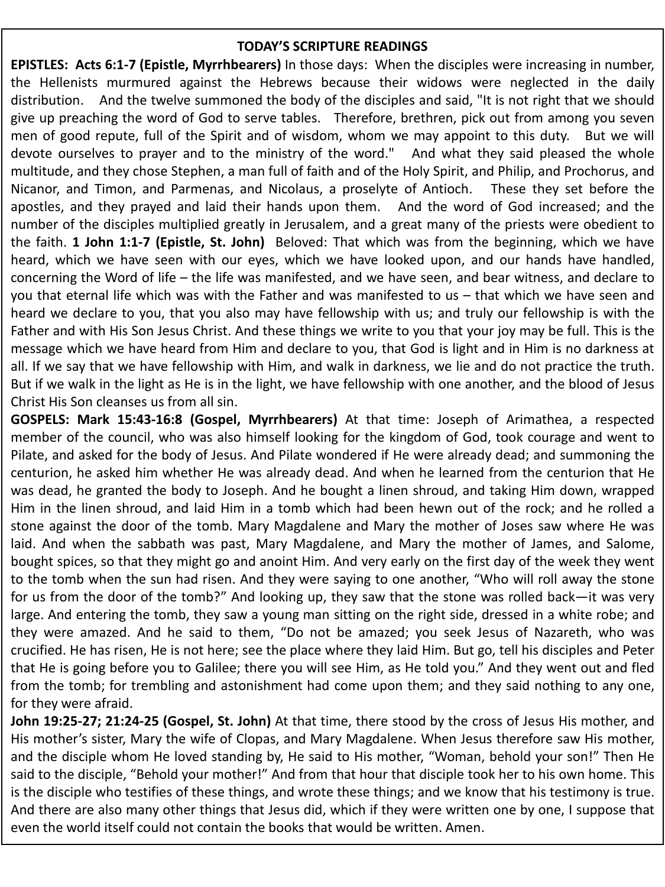## TODAY'S SCRIPTURE READINGS

**EPISTLES: Acts 6:1-7 (Epistle, Myrrhbearers)** In those days: When the disciples were increasing in number, the Hellenists murmured against the Hebrews because their widows were neglected in the daily distribution. And the twelve summoned the body of the disciples and said, "It is not right that we should give up preaching the word of God to serve tables. Therefore, brethren, pick out from among you seven men of good repute, full of the Spirit and of wisdom, whom we may appoint to this duty. But we will devote ourselves to prayer and to the ministry of the word." And what they said pleased the whole multitude, and they chose Stephen, a man full of faith and of the Holy Spirit, and Philip, and Prochorus, and Nicanor, and Timon, and Parmenas, and Nicolaus, a proselyte of Antioch. These they set before the apostles, and they prayed and laid their hands upon them. And the word of God increased; and the number of the disciples multiplied greatly in Jerusalem, and a great many of the priests were obedient to the faith. **1 John 1:1-7 (Epistle, St. John)** Beloved: That which was from the beginning, which we have heard, which we have seen with our eyes, which we have looked upon, and our hands have handled, concerning the Word of life – the life was manifested, and we have seen, and bear witness, and declare to you that eternal life which was with the Father and was manifested to us – that which we have seen and heard we declare to you, that you also may have fellowship with us; and truly our fellowship is with the Father and with His Son Jesus Christ. And these things we write to you that your joy may be full. This is the message which we have heard from Him and declare to you, that God is light and in Him is no darkness at all. If we say that we have fellowship with Him, and walk in darkness, we lie and do not practice the truth. But if we walk in the light as He is in the light, we have fellowship with one another, and the blood of Jesus Christ His Son cleanses us from all sin.

**GOSPELS: Mark 15:43-16:8 (Gospel, Myrrhbearers)** At that time: Joseph of Arimathea, a respected member of the council, who was also himself looking for the kingdom of God, took courage and went to Pilate, and asked for the body of Jesus. And Pilate wondered if He were already dead; and summoning the centurion, he asked him whether He was already dead. And when he learned from the centurion that He was dead, he granted the body to Joseph. And he bought a linen shroud, and taking Him down, wrapped Him in the linen shroud, and laid Him in a tomb which had been hewn out of the rock; and he rolled a stone against the door of the tomb. Mary Magdalene and Mary the mother of Joses saw where He was laid. And when the sabbath was past, Mary Magdalene, and Mary the mother of James, and Salome, bought spices, so that they might go and anoint Him. And very early on the first day of the week they went to the tomb when the sun had risen. And they were saying to one another, "Who will roll away the stone for us from the door of the tomb?" And looking up, they saw that the stone was rolled back—it was very large. And entering the tomb, they saw a young man sitting on the right side, dressed in a white robe; and they were amazed. And he said to them, "Do not be amazed; you seek Jesus of Nazareth, who was crucified. He has risen, He is not here; see the place where they laid Him. But go, tell his disciples and Peter that He is going before you to Galilee; there you will see Him, as He told you." And they went out and fled from the tomb; for trembling and astonishment had come upon them; and they said nothing to any one, for they were afraid.

**John 19:25-27; 21:24-25 (Gospel, St. John)** At that time, there stood by the cross of Jesus His mother, and His mother's sister, Mary the wife of Clopas, and Mary Magdalene. When Jesus therefore saw His mother, and the disciple whom He loved standing by, He said to His mother, "Woman, behold your son!" Then He said to the disciple, "Behold your mother!" And from that hour that disciple took her to his own home. This is the disciple who testifies of these things, and wrote these things; and we know that his testimony is true. And there are also many other things that Jesus did, which if they were written one by one, I suppose that even the world itself could not contain the books that would be written. Amen.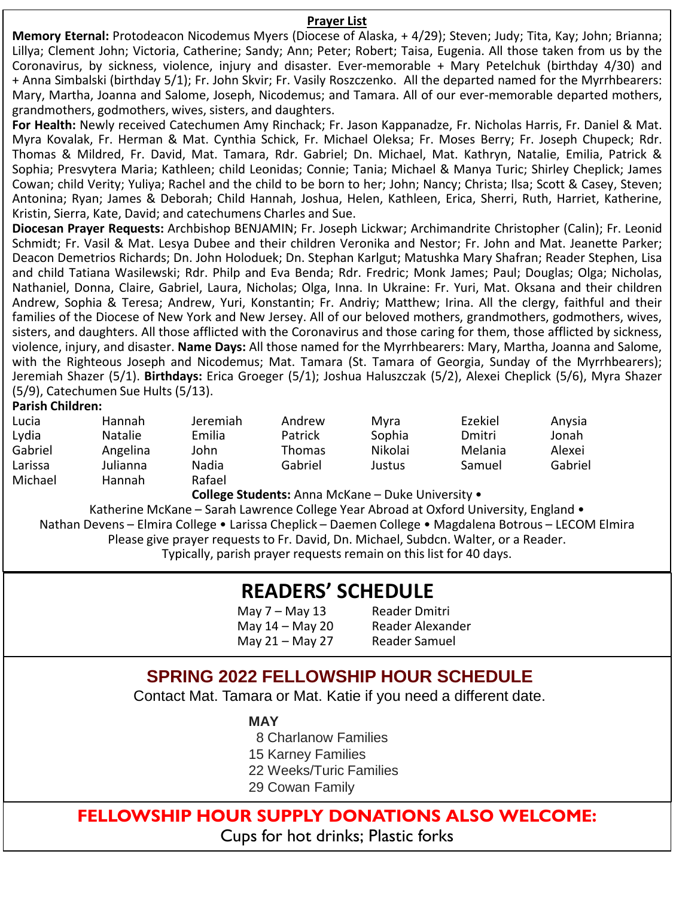## Prayer List

**Memory Eternal:** Protodeacon Nicodemus Myers (Diocese of Alaska, + 4/29); Steven; Judy; Tita, Kay; John; Brianna; Lillya; Clement John; Victoria, Catherine; Sandy; Ann; Peter; Robert; Taisa, Eugenia. All those taken from us by the Coronavirus, by sickness, violence, injury and disaster. Ever-memorable + Mary Petelchuk (birthday 4/30) and + Anna Simbalski (birthday 5/1); Fr. John Skvir; Fr. Vasily Roszczenko. All the departed named for the Myrrhbearers: Mary, Martha, Joanna and Salome, Joseph, Nicodemus; and Tamara. All of our ever-memorable departed mothers, grandmothers, godmothers, wives, sisters, and daughters.

**For Health:** Newly received Catechumen Amy Rinchack; Fr. Jason Kappanadze, Fr. Nicholas Harris, Fr. Daniel & Mat. Myra Kovalak, Fr. Herman & Mat. Cynthia Schick, Fr. Michael Oleksa; Fr. Moses Berry; Fr. Joseph Chupeck; Rdr. Thomas & Mildred, Fr. David, Mat. Tamara, Rdr. Gabriel; Dn. Michael, Mat. Kathryn, Natalie, Emilia, Patrick & Sophia; Presvytera Maria; Kathleen; child Leonidas; Connie; Tania; Michael & Manya Turic; Shirley Cheplick; James Cowan; child Verity; Yuliya; Rachel and the child to be born to her; John; Nancy; Christa; Ilsa; Scott & Casey, Steven; Antonina; Ryan; James & Deborah; Child Hannah, Joshua, Helen, Kathleen, Erica, Sherri, Ruth, Harriet, Katherine, Kristin, Sierra, Kate, David; and catechumens Charles and Sue.

**Diocesan Prayer Requests:** Archbishop BENJAMIN; Fr. Joseph Lickwar; Archimandrite Christopher (Calin); Fr. Leonid Schmidt; Fr. Vasil & Mat. Lesya Dubee and their children Veronika and Nestor; Fr. John and Mat. Jeanette Parker; Deacon Demetrios Richards; Dn. John Holoduek; Dn. Stephan Karlgut; Matushka Mary Shafran; Reader Stephen, Lisa and child Tatiana Wasilewski; Rdr. Philp and Eva Benda; Rdr. Fredric; Monk James; Paul; Douglas; Olga; Nicholas, Nathaniel, Donna, Claire, Gabriel, Laura, Nicholas; Olga, Inna. In Ukraine: Fr. Yuri, Mat. Oksana and their children Andrew, Sophia & Teresa; Andrew, Yuri, Konstantin; Fr. Andriy; Matthew; Irina. All the clergy, faithful and their families of the Diocese of New York and New Jersey. All of our beloved mothers, grandmothers, godmothers, wives, sisters, and daughters. All those afflicted with the Coronavirus and those caring for them, those afflicted by sickness, violence, injury, and disaster. **Name Days:** All those named for the Myrrhbearers: Mary, Martha, Joanna and Salome, with the Righteous Joseph and Nicodemus; Mat. Tamara (St. Tamara of Georgia, Sunday of the Myrrhbearers); Jeremiah Shazer (5/1). **Birthdays:** Erica Groeger (5/1); Joshua Haluszczak (5/2), Alexei Cheplick (5/6), Myra Shazer (5/9), Catechumen Sue Hults (5/13).

**Parish Children:**

| | | | | | | |
|---|---|---|---|---|---|---|
| Lucia | Hannah | Jeremiah | Andrew | Myra | Ezekiel | Anysia |
| Lydia | Natalie | Emilia | Patrick | Sophia | Dmitri | Jonah |
| Gabriel | Angelina | John | Thomas | Nikolai | Melania | Alexei |
| Larissa | Julianna | Nadia | Gabriel | Justus | Samuel | Gabriel |
| Michael | Hannah | Rafael | | | | |

**College Students:** Anna McKane – Duke University • Katherine McKane – Sarah Lawrence College Year Abroad at Oxford University, England • Nathan Devens – Elmira College • Larissa Cheplick – Daemen College • Magdalena Botrous – LECOM Elmira

Please give prayer requests to Fr. David, Dn. Michael, Subdcn. Walter, or a Reader.
Typically, parish prayer requests remain on this list for 40 days.

# READERS' SCHEDULE

| | |
|---|---|
| May 7 – May 13 | Reader Dmitri |
| May 14 – May 20 | Reader Alexander |
| May 21 – May 27 | Reader Samuel |

# SPRING 2022 FELLOWSHIP HOUR SCHEDULE

Contact Mat. Tamara or Mat. Katie if you need a different date.

**MAY**

8 Charlanow Families
15 Karney Families
22 Weeks/Turic Families
29 Cowan Family

## FELLOWSHIP HOUR SUPPLY DONATIONS ALSO WELCOME:

Cups for hot drinks; Plastic forks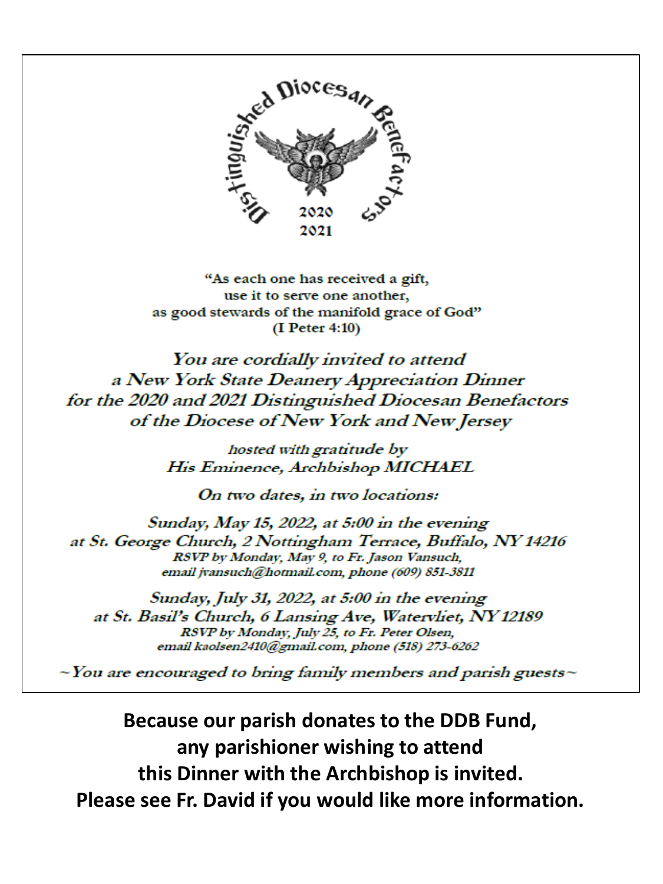Distinguished Diocesan Benefactors

2020
2021

"As each one has received a gift,
use it to serve one another,
as good stewards of the manifold grace of God"
(I Peter 4:10)

*You are cordially invited to attend*
*a New York State Deanery Appreciation Dinner*
*for the 2020 and 2021 Distinguished Diocesan Benefactors*
*of the Diocese of New York and New Jersey*

*hosted with gratitude by*
*His Eminence, Archbishop MICHAEL*

*On two dates, in two locations:*

*Sunday, May 15, 2022, at 5:00 in the evening*
*at St. George Church, 2 Nottingham Terrace, Buffalo, NY 14216*
*RSVP by Monday, May 9, to Fr. Jason Vansuch,*
*email jvansuch@hotmail.com, phone (609) 851-3811*

*Sunday, July 31, 2022, at 5:00 in the evening*
*at St. Basil's Church, 6 Lansing Ave, Watervliet, NY 12189*
*RSVP by Monday, July 25, to Fr. Peter Olsen,*
*email kaolsen2410@gmail.com, phone (518) 273-6262*

*~You are encouraged to bring family members and parish guests~*

**Because our parish donates to the DDB Fund,**
**any parishioner wishing to attend**
**this Dinner with the Archbishop is invited.**
**Please see Fr. David if you would like more information.**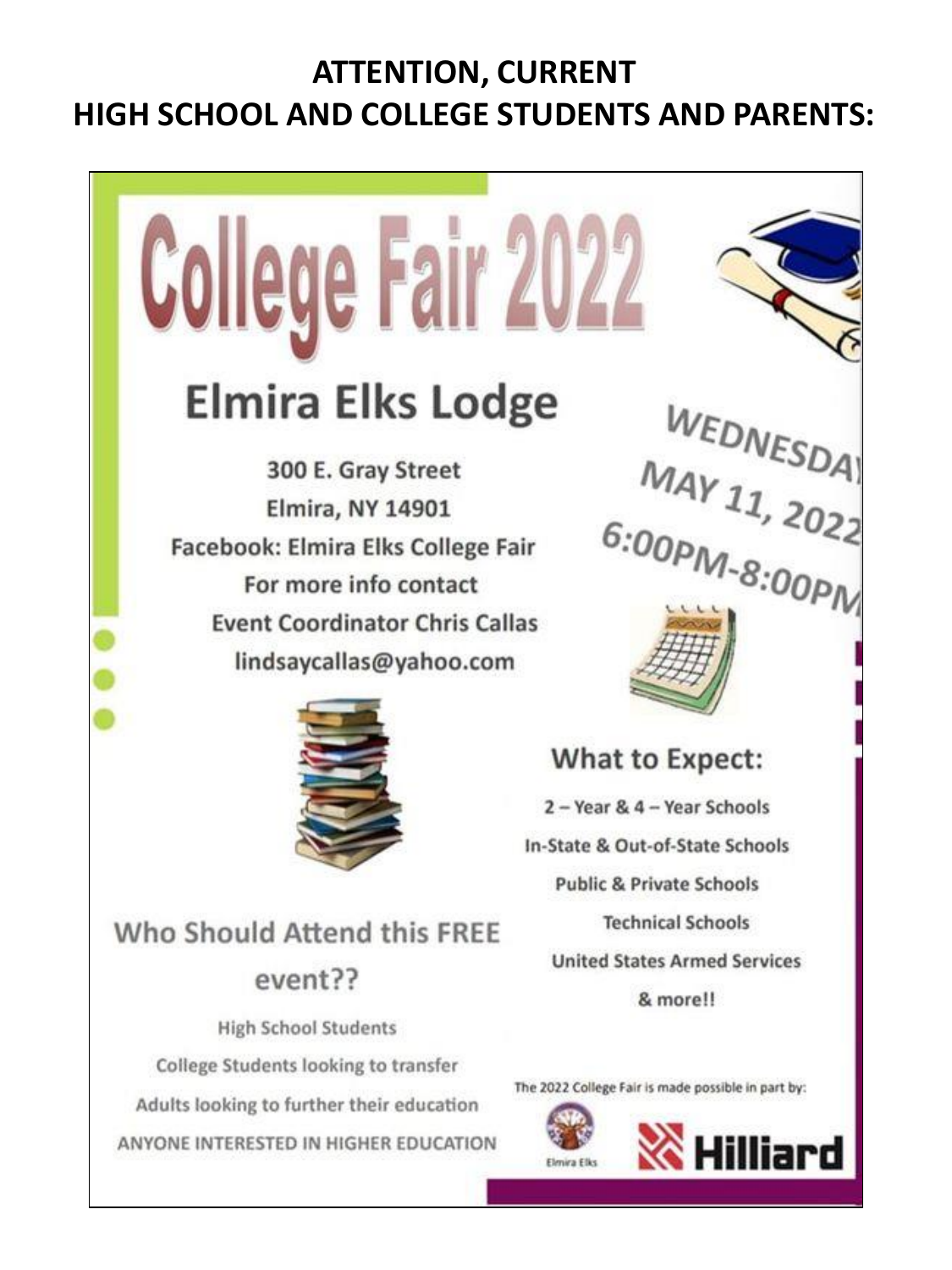# ATTENTION, CURRENT HIGH SCHOOL AND COLLEGE STUDENTS AND PARENTS:

# College Fair 2022

## Elmira Elks Lodge

300 E. Gray Street
Elmira, NY 14901
Facebook: Elmira Elks College Fair
For more info contact
Event Coordinator Chris Callas
lindsaycallas@yahoo.com

WEDNESDAY
MAY 11, 2022
6:00PM-8:00PM

## Who Should Attend this FREE event??

High School Students
College Students looking to transfer
Adults looking to further their education
ANYONE INTERESTED IN HIGHER EDUCATION

## What to Expect:

2 – Year & 4 – Year Schools
In-State & Out-of-State Schools
Public & Private Schools
Technical Schools
United States Armed Services
& more!!

The 2022 College Fair is made possible in part by:

Elmira Elks

Hilliard